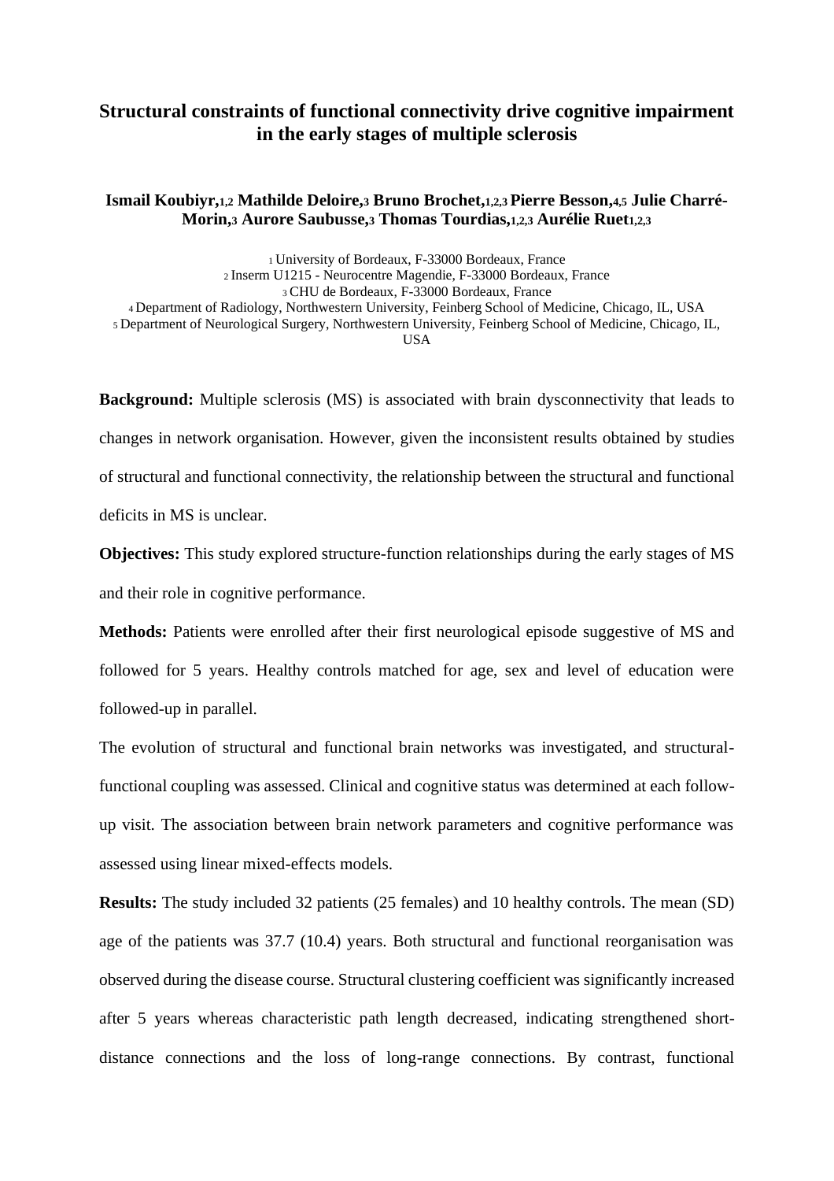# Structural constraints of functional connectivity drive cognitive impairment in the early stages of multiple sclerosis

**Ismail Koubiyr,[1,2] Mathilde Deloire,[3] Bruno Brochet,[1,2,3] Pierre Besson,[4,5] Julie Charré-Morin,[3] Aurore Saubusse,[3] Thomas Tourdias,[1,2,3] Aurélie Ruet[1,2,3]**

[1] University of Bordeaux, F-33000 Bordeaux, France
[2] Inserm U1215 - Neurocentre Magendie, F-33000 Bordeaux, France
[3] CHU de Bordeaux, F-33000 Bordeaux, France
[4] Department of Radiology, Northwestern University, Feinberg School of Medicine, Chicago, IL, USA
[5] Department of Neurological Surgery, Northwestern University, Feinberg School of Medicine, Chicago, IL, USA

**Background:** Multiple sclerosis (MS) is associated with brain dysconnectivity that leads to changes in network organisation. However, given the inconsistent results obtained by studies of structural and functional connectivity, the relationship between the structural and functional deficits in MS is unclear.

**Objectives:** This study explored structure-function relationships during the early stages of MS and their role in cognitive performance.

**Methods:** Patients were enrolled after their first neurological episode suggestive of MS and followed for 5 years. Healthy controls matched for age, sex and level of education were followed-up in parallel.

The evolution of structural and functional brain networks was investigated, and structural-functional coupling was assessed. Clinical and cognitive status was determined at each follow-up visit. The association between brain network parameters and cognitive performance was assessed using linear mixed-effects models.

**Results:** The study included 32 patients (25 females) and 10 healthy controls. The mean (SD) age of the patients was 37.7 (10.4) years. Both structural and functional reorganisation was observed during the disease course. Structural clustering coefficient was significantly increased after 5 years whereas characteristic path length decreased, indicating strengthened short-distance connections and the loss of long-range connections. By contrast, functional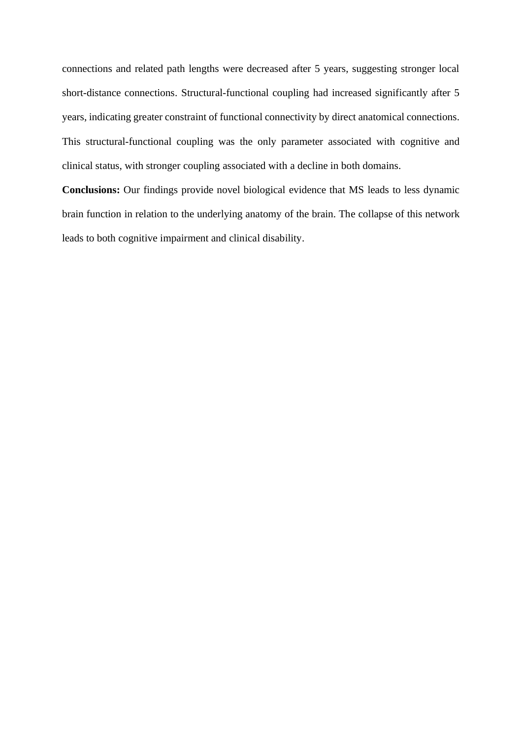connections and related path lengths were decreased after 5 years, suggesting stronger local short-distance connections. Structural-functional coupling had increased significantly after 5 years, indicating greater constraint of functional connectivity by direct anatomical connections. This structural-functional coupling was the only parameter associated with cognitive and clinical status, with stronger coupling associated with a decline in both domains.

**Conclusions:** Our findings provide novel biological evidence that MS leads to less dynamic brain function in relation to the underlying anatomy of the brain. The collapse of this network leads to both cognitive impairment and clinical disability.